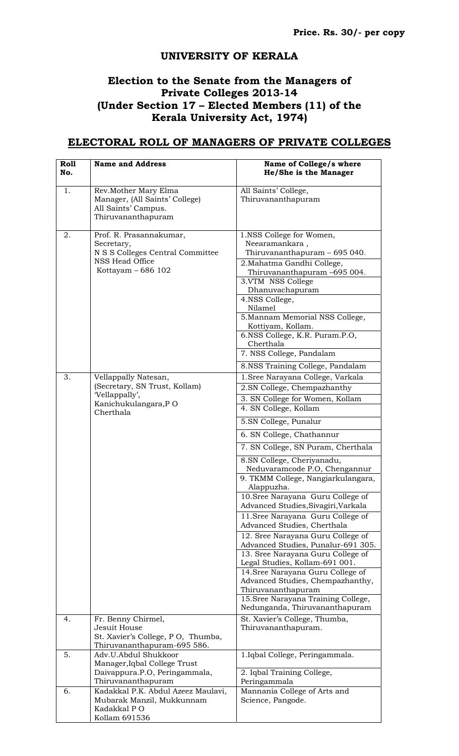**Price. Rs. 30/- per copy**

# UNIVERSITY OF KERALA

## Election to the Senate from the Managers of Private Colleges 2013-14 (Under Section 17 – Elected Members (11) of the Kerala University Act, 1974)

## ELECTORAL ROLL OF MANAGERS OF PRIVATE COLLEGES

| Roll No. | Name and Address | Name of College/s where He/She is the Manager |
|---|---|---|
| 1. | Rev.Mother Mary Elma<br>Manager, (All Saints' College)<br>All Saints' Campus.<br>Thiruvananthapuram | All Saints' College,<br>Thiruvananthapuram |
| 2. | Prof. R. Prasannakumar,<br>Secretary,<br>N S S Colleges Central Committee<br>NSS Head Office<br>Kottayam – 686 102 | 1.NSS College for Women, Neeramankara , Thiruvananthapuram – 695 040.<br>2.Mahatma Gandhi College, Thiruvananthapuram –695 004.<br>3.VTM NSS College Dhanuvachapuram<br>4.NSS College, Nilamel<br>5.Mannam Memorial NSS College, Kottiyam, Kollam.<br>6.NSS College, K.R. Puram.P.O, Cherthala<br>7. NSS College, Pandalam<br>8.NSS Training College, Pandalam |
| 3. | Vellappally Natesan,<br>(Secretary, SN Trust, Kollam)<br>'Vellappally',<br>Kanichukulangara,P O<br>Cherthala | 1.Sree Narayana College, Varkala<br>2.SN College, Chempazhanthy<br>3. SN College for Women, Kollam<br>4. SN College, Kollam<br>5.SN College, Punalur<br>6. SN College, Chathannur<br>7. SN College, SN Puram, Cherthala<br>8.SN College, Cheriyanadu, Neduvaramcode P.O, Chengannur<br>9. TKMM College, Nangiarkulangara, Alappuzha.<br>10.Sree Narayana Guru College of Advanced Studies,Sivagiri,Varkala<br>11.Sree Narayana Guru College of Advanced Studies, Cherthala<br>12. Sree Narayana Guru College of Advanced Studies, Punalur-691 305.<br>13. Sree Narayana Guru College of Legal Studies, Kollam-691 001.<br>14.Sree Narayana Guru College of Advanced Studies, Chempazhanthy, Thiruvananthapuram<br>15.Sree Narayana Training College, Nedunganda, Thiruvananthapuram |
| 4. | Fr. Benny Chirmel,<br>Jesuit House<br>St. Xavier's College, P O, Thumba,<br>Thiruvananthapuram-695 586. | St. Xavier's College, Thumba,<br>Thiruvananthapuram. |
| 5. | Adv.U.Abdul Shukkoor<br>Manager,Iqbal College Trust<br>Daivappura.P.O, Peringammala,<br>Thiruvananthapuram | 1.Iqbal College, Peringammala.<br>2. Iqbal Training College, Peringammala |
| 6. | Kadakkal P.K. Abdul Azeez Maulavi,<br>Mubarak Manzil, Mukkunnam<br>Kadakkal P O<br>Kollam 691536 | Mannania College of Arts and Science, Pangode. |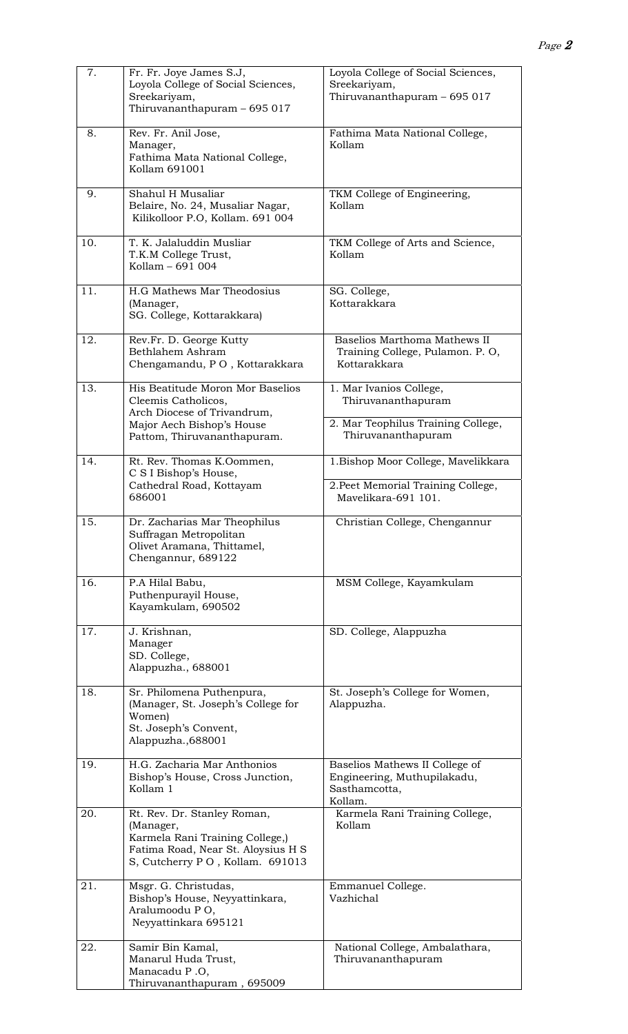| | | |
|---|---|---|
| 7. | Fr. Fr. Joye James S.J, Loyola College of Social Sciences, Sreekariyam, Thiruvananthapuram – 695 017 | Loyola College of Social Sciences, Sreekariyam, Thiruvananthapuram – 695 017 |
| 8. | Rev. Fr. Anil Jose, Manager, Fathima Mata National College, Kollam 691001 | Fathima Mata National College, Kollam |
| 9. | Shahul H Musaliar Belaire, No. 24, Musaliar Nagar, Kilikolloor P.O, Kollam. 691 004 | TKM College of Engineering, Kollam |
| 10. | T. K. Jalaluddin Musliar T.K.M College Trust, Kollam – 691 004 | TKM College of Arts and Science, Kollam |
| 11. | H.G Mathews Mar Theodosius (Manager, SG. College, Kottarakkara) | SG. College, Kottarakkara |
| 12. | Rev.Fr. D. George Kutty Bethlahem Ashram Chengamandu, P O , Kottarakkara | Baselios Marthoma Mathews II Training College, Pulamon. P. O, Kottarakkara |
| 13. | His Beatitude Moron Mor Baselios Cleemis Catholicos, Arch Diocese of Trivandrum, Major Aech Bishop's House Pattom, Thiruvananthapuram. | 1. Mar Ivanios College, Thiruvananthapuram<br>2. Mar Teophilus Training College, Thiruvananthapuram |
| 14. | Rt. Rev. Thomas K.Oommen, C S I Bishop's House, Cathedral Road, Kottayam 686001 | 1.Bishop Moor College, Mavelikkara<br>2.Peet Memorial Training College, Mavelikara-691 101. |
| 15. | Dr. Zacharias Mar Theophilus Suffragan Metropolitan Olivet Aramana, Thittamel, Chengannur, 689122 | Christian College, Chengannur |
| 16. | P.A Hilal Babu, Puthenpurayil House, Kayamkulam, 690502 | MSM College, Kayamkulam |
| 17. | J. Krishnan, Manager SD. College, Alappuzha., 688001 | SD. College, Alappuzha |
| 18. | Sr. Philomena Puthenpura, (Manager, St. Joseph's College for Women) St. Joseph's Convent, Alappuzha.,688001 | St. Joseph's College for Women, Alappuzha. |
| 19. | H.G. Zacharia Mar Anthonios Bishop's House, Cross Junction, Kollam 1 | Baselios Mathews II College of Engineering, Muthupilakadu, Sasthamcotta, Kollam. |
| 20. | Rt. Rev. Dr. Stanley Roman, (Manager, Karmela Rani Training College,) Fatima Road, Near St. Aloysius H S S, Cutcherry P O , Kollam. 691013 | Karmela Rani Training College, Kollam |
| 21. | Msgr. G. Christudas, Bishop's House, Neyyattinkara, Aralumoodu P O, Neyyattinkara 695121 | Emmanuel College. Vazhichal |
| 22. | Samir Bin Kamal, Manarul Huda Trust, Manacadu P .O, Thiruvananthapuram , 695009 | National College, Ambalathara, Thiruvananthapuram |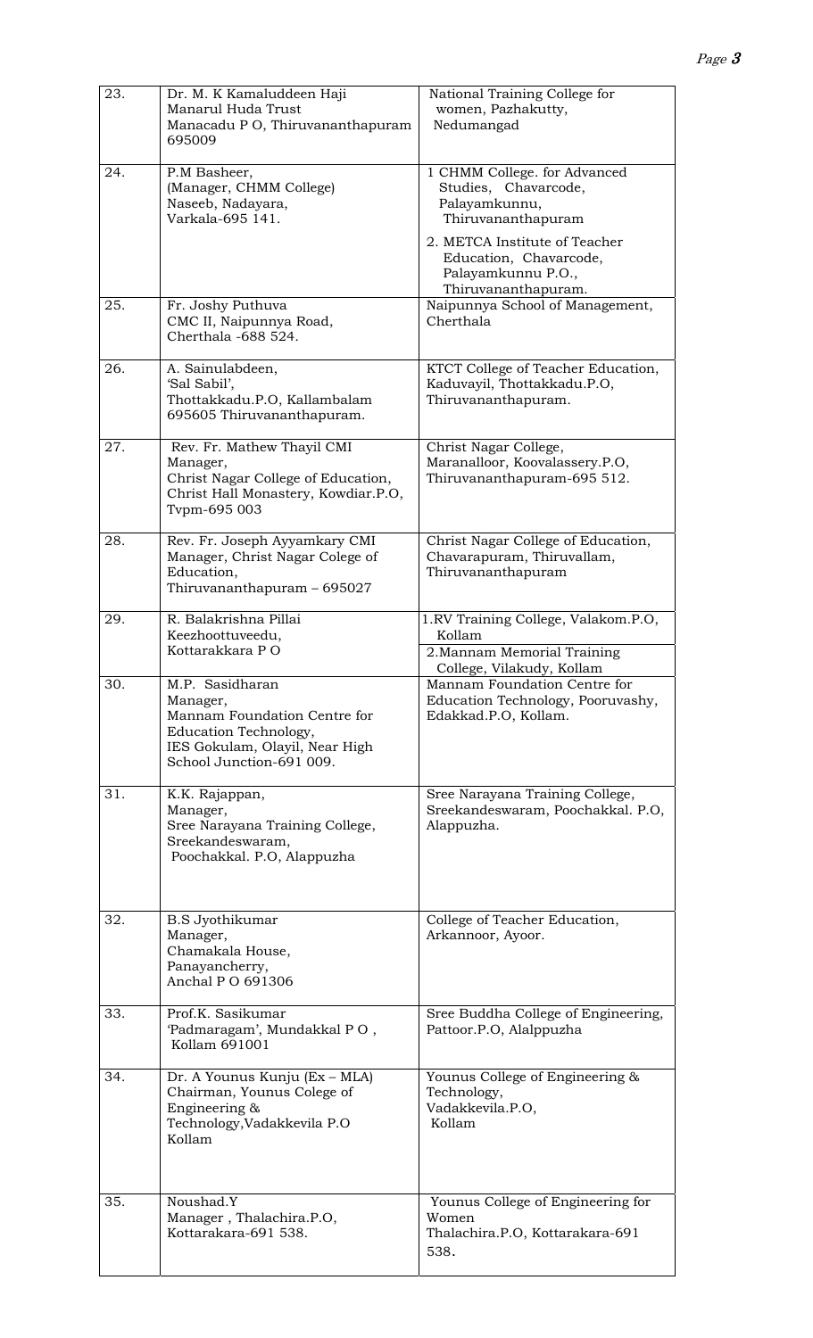| 23. | Dr. M. K Kamaluddeen Haji Manarul Huda Trust Manacadu P O, Thiruvananthapuram 695009 | National Training College for women, Pazhakutty, Nedumangad |
|---|---|---|
| 24. | P.M Basheer, (Manager, CHMM College) Naseeb, Nadayara, Varkala-695 141. | 1 CHMM College. for Advanced Studies, Chavarcode, Palayamkunnu, Thiruvananthapuram<br>2. METCA Institute of Teacher Education, Chavarcode, Palayamkunnu P.O., Thiruvananthapuram. |
| 25. | Fr. Joshy Puthuva CMC II, Naipunnya Road, Cherthala -688 524. | Naipunnya School of Management, Cherthala |
| 26. | A. Sainulabdeen, 'Sal Sabil', Thottakkadu.P.O, Kallambalam 695605 Thiruvananthapuram. | KTCT College of Teacher Education, Kaduvayil, Thottakkadu.P.O, Thiruvananthapuram. |
| 27. | Rev. Fr. Mathew Thayil CMI Manager, Christ Nagar College of Education, Christ Hall Monastery, Kowdiar.P.O, Tvpm-695 003 | Christ Nagar College, Maranalloor, Koovalassery.P.O, Thiruvananthapuram-695 512. |
| 28. | Rev. Fr. Joseph Ayyamkary CMI Manager, Christ Nagar Colege of Education, Thiruvananthapuram – 695027 | Christ Nagar College of Education, Chavarapuram, Thiruvallam, Thiruvananthapuram |
| 29. | R. Balakrishna Pillai Keezhoottuveedu, Kottarakkara P O | 1.RV Training College, Valakom.P.O, Kollam<br>2.Mannam Memorial Training College, Vilakudy, Kollam |
| 30. | M.P. Sasidharan Manager, Mannam Foundation Centre for Education Technology, IES Gokulam, Olayil, Near High School Junction-691 009. | Mannam Foundation Centre for Education Technology, Pooruvashy, Edakkad.P.O, Kollam. |
| 31. | K.K. Rajappan, Manager, Sree Narayana Training College, Sreekandeswaram, Poochakkal. P.O, Alappuzha | Sree Narayana Training College, Sreekandeswaram, Poochakkal. P.O, Alappuzha. |
| 32. | B.S Jyothikumar Manager, Chamakala House, Panayancherry, Anchal P O 691306 | College of Teacher Education, Arkannoor, Ayoor. |
| 33. | Prof.K. Sasikumar 'Padmaragam', Mundakkal P O , Kollam 691001 | Sree Buddha College of Engineering, Pattoor.P.O, Alalppuzha |
| 34. | Dr. A Younus Kunju (Ex – MLA) Chairman, Younus Colege of Engineering & Technology,Vadakkevila P.O Kollam | Younus College of Engineering & Technology, Vadakkevila.P.O, Kollam |
| 35. | Noushad.Y Manager , Thalachira.P.O, Kottarakara-691 538. | Younus College of Engineering for Women Thalachira.P.O, Kottarakara-691 538. |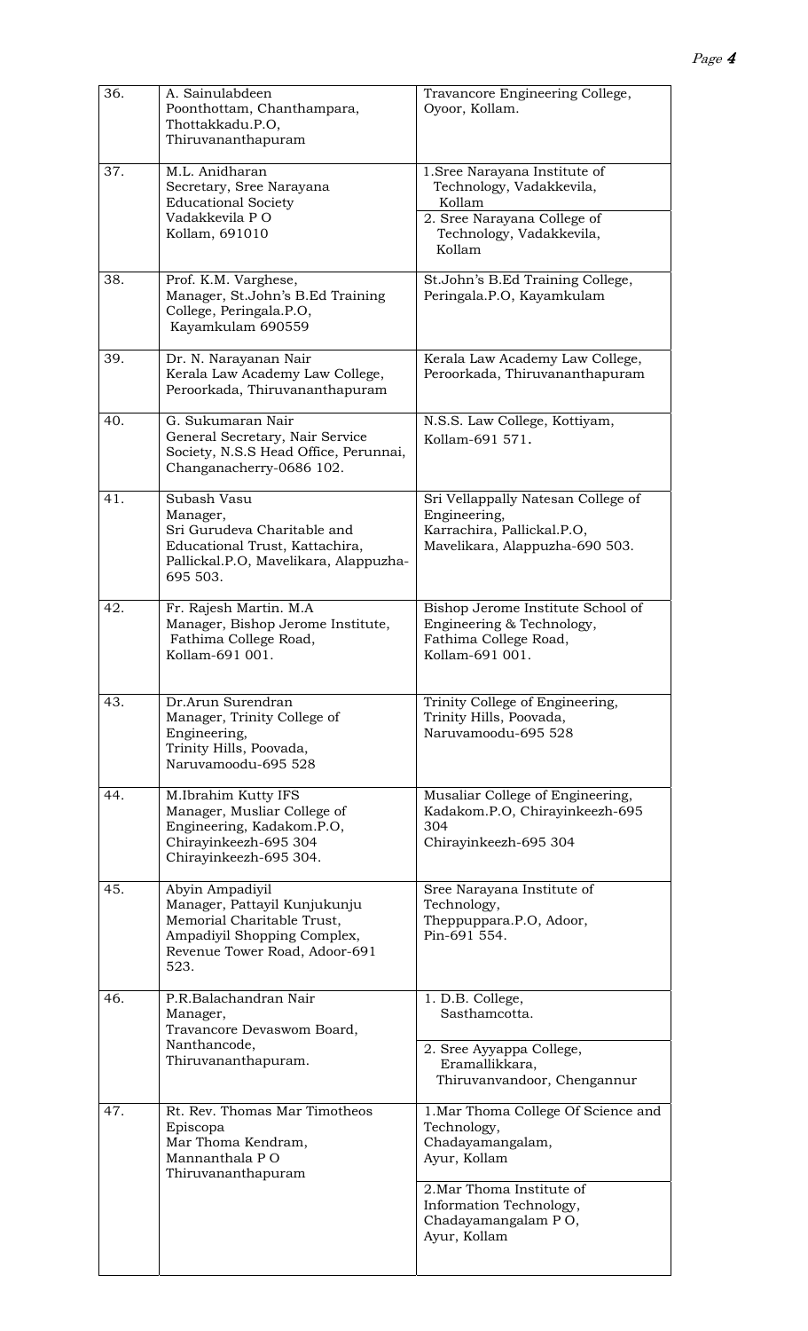| | | |
|---|---|---|
| 36. | A. Sainulabdeen<br>Poonthottam, Chanthampara,<br>Thottakkadu.P.O,<br>Thiruvananthapuram | Travancore Engineering College,<br>Oyoor, Kollam. |
| 37. | M.L. Anidharan<br>Secretary, Sree Narayana<br>Educational Society<br>Vadakkevila P O<br>Kollam, 691010 | 1.Sree Narayana Institute of Technology, Vadakkevila, Kollam<br>2. Sree Narayana College of Technology, Vadakkevila, Kollam |
| 38. | Prof. K.M. Varghese,<br>Manager, St.John's B.Ed Training College, Peringala.P.O,<br>Kayamkulam 690559 | St.John's B.Ed Training College,<br>Peringala.P.O, Kayamkulam |
| 39. | Dr. N. Narayanan Nair<br>Kerala Law Academy Law College,<br>Peroorkada, Thiruvananthapuram | Kerala Law Academy Law College,<br>Peroorkada, Thiruvananthapuram |
| 40. | G. Sukumaran Nair<br>General Secretary, Nair Service Society, N.S.S Head Office, Perunnai, Changanacherry-0686 102. | N.S.S. Law College, Kottiyam,<br>Kollam-691 571. |
| 41. | Subash Vasu<br>Manager,<br>Sri Gurudeva Charitable and Educational Trust, Kattachira, Pallickal.P.O, Mavelikara, Alappuzha-695 503. | Sri Vellappally Natesan College of Engineering,<br>Karrachira, Pallickal.P.O,<br>Mavelikara, Alappuzha-690 503. |
| 42. | Fr. Rajesh Martin. M.A<br>Manager, Bishop Jerome Institute,<br>Fathima College Road,<br>Kollam-691 001. | Bishop Jerome Institute School of Engineering & Technology,<br>Fathima College Road,<br>Kollam-691 001. |
| 43. | Dr.Arun Surendran<br>Manager, Trinity College of Engineering,<br>Trinity Hills, Poovada,<br>Naruvamoodu-695 528 | Trinity College of Engineering,<br>Trinity Hills, Poovada,<br>Naruvamoodu-695 528 |
| 44. | M.Ibrahim Kutty IFS<br>Manager, Musliar College of Engineering, Kadakom.P.O,<br>Chirayinkeezh-695 304<br>Chirayinkeezh-695 304. | Musaliar College of Engineering,<br>Kadakom.P.O, Chirayinkeezh-695 304<br>Chirayinkeezh-695 304 |
| 45. | Abyin Ampadiyil<br>Manager, Pattayil Kunjukunju Memorial Charitable Trust,<br>Ampadiyil Shopping Complex,<br>Revenue Tower Road, Adoor-691 523. | Sree Narayana Institute of Technology,<br>Theppuppara.P.O, Adoor,<br>Pin-691 554. |
| 46. | P.R.Balachandran Nair<br>Manager,<br>Travancore Devaswom Board,<br>Nanthancode,<br>Thiruvananthapuram. | 1. D.B. College,<br>Sasthamcotta.<br>2. Sree Ayyappa College,<br>Eramallikkara,<br>Thiruvanvandoor, Chengannur |
| 47. | Rt. Rev. Thomas Mar Timotheos Episcopa<br>Mar Thoma Kendram,<br>Mannanthala P O<br>Thiruvananthapuram | 1.Mar Thoma College Of Science and Technology,<br>Chadayamangalam,<br>Ayur, Kollam<br>2.Mar Thoma Institute of Information Technology,<br>Chadayamangalam P O,<br>Ayur, Kollam |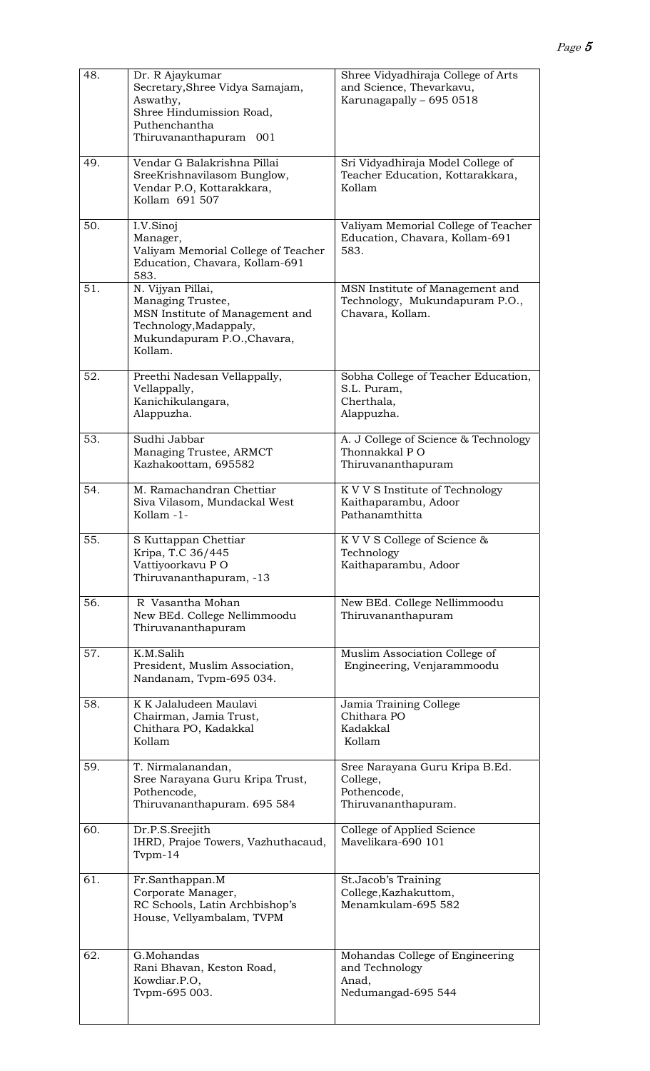| | | |
|---|---|---|
| 48. | Dr. R Ajaykumar<br>Secretary,Shree Vidya Samajam,<br>Aswathy,<br>Shree Hindumission Road,<br>Puthenchantha<br>Thiruvananthapuram 001 | Shree Vidyadhiraja College of Arts and Science, Thevarkavu,<br>Karunagapally – 695 0518 |
| 49. | Vendar G Balakrishna Pillai<br>SreeKrishnavilasom Bunglow,<br>Vendar P.O, Kottarakkara,<br>Kollam 691 507 | Sri Vidyadhiraja Model College of Teacher Education, Kottarakkara, Kollam |
| 50. | I.V.Sinoj<br>Manager,<br>Valiyam Memorial College of Teacher Education, Chavara, Kollam-691 583. | Valiyam Memorial College of Teacher Education, Chavara, Kollam-691 583. |
| 51. | N. Vijyan Pillai,<br>Managing Trustee,<br>MSN Institute of Management and Technology,Madappaly,<br>Mukundapuram P.O.,Chavara, Kollam. | MSN Institute of Management and Technology, Mukundapuram P.O., Chavara, Kollam. |
| 52. | Preethi Nadesan Vellappally,<br>Vellappally,<br>Kanichikulangara,<br>Alappuzha. | Sobha College of Teacher Education,<br>S.L. Puram,<br>Cherthala,<br>Alappuzha. |
| 53. | Sudhi Jabbar<br>Managing Trustee, ARMCT<br>Kazhakoottam, 695582 | A. J College of Science & Technology<br>Thonnakkal P O<br>Thiruvananthapuram |
| 54. | M. Ramachandran Chettiar<br>Siva Vilasom, Mundackal West<br>Kollam -1- | K V V S Institute of Technology<br>Kaithaparambu, Adoor<br>Pathanamthitta |
| 55. | S Kuttappan Chettiar<br>Kripa, T.C 36/445<br>Vattiyoorkavu P O<br>Thiruvananthapuram, -13 | K V V S College of Science & Technology<br>Kaithaparambu, Adoor |
| 56. | R Vasantha Mohan<br>New BEd. College Nellimmoodu<br>Thiruvananthapuram | New BEd. College Nellimmoodu<br>Thiruvananthapuram |
| 57. | K.M.Salih<br>President, Muslim Association,<br>Nandanam, Tvpm-695 034. | Muslim Association College of Engineering, Venjarammoodu |
| 58. | K K Jalaludeen Maulavi<br>Chairman, Jamia Trust,<br>Chithara PO, Kadakkal<br>Kollam | Jamia Training College<br>Chithara PO<br>Kadakkal<br>Kollam |
| 59. | T. Nirmalanandan,<br>Sree Narayana Guru Kripa Trust,<br>Pothencode,<br>Thiruvananthapuram. 695 584 | Sree Narayana Guru Kripa B.Ed. College,<br>Pothencode,<br>Thiruvananthapuram. |
| 60. | Dr.P.S.Sreejith<br>IHRD, Prajoe Towers, Vazhuthacaud,<br>Tvpm-14 | College of Applied Science<br>Mavelikara-690 101 |
| 61. | Fr.Santhappan.M<br>Corporate Manager,<br>RC Schools, Latin Archbishop's House, Vellyambalam, TVPM | St.Jacob's Training College,Kazhakuttom,<br>Menamkulam-695 582 |
| 62. | G.Mohandas<br>Rani Bhavan, Keston Road,<br>Kowdiar.P.O,<br>Tvpm-695 003. | Mohandas College of Engineering and Technology<br>Anad,<br>Nedumangad-695 544 |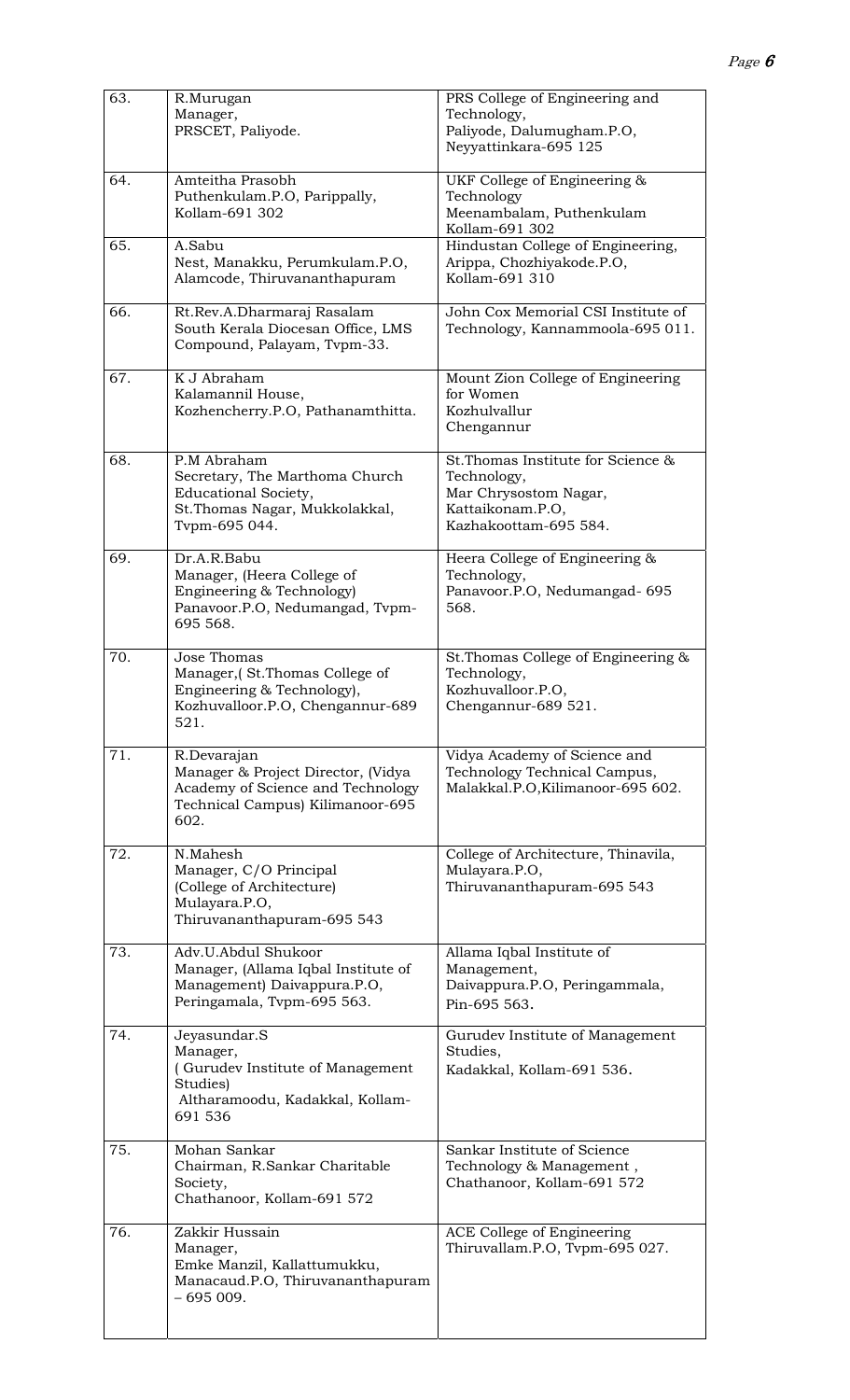| | | |
|---|---|---|
| 63. | R.Murugan<br>Manager,<br>PRSCET, Paliyode. | PRS College of Engineering and Technology,<br>Paliyode, Dalumugham.P.O,<br>Neyyattinkara-695 125 |
| 64. | Amteitha Prasobh<br>Puthenkulam.P.O, Parippally,<br>Kollam-691 302 | UKF College of Engineering & Technology<br>Meenambalam, Puthenkulam<br>Kollam-691 302 |
| 65. | A.Sabu<br>Nest, Manakku, Perumkulam.P.O,<br>Alamcode, Thiruvananthapuram | Hindustan College of Engineering,<br>Arippa, Chozhiyakode.P.O,<br>Kollam-691 310 |
| 66. | Rt.Rev.A.Dharmaraj Rasalam<br>South Kerala Diocesan Office, LMS Compound, Palayam, Tvpm-33. | John Cox Memorial CSI Institute of Technology, Kannammoola-695 011. |
| 67. | K J Abraham<br>Kalamannil House,<br>Kozhencherry.P.O, Pathanamthitta. | Mount Zion College of Engineering for Women<br>Kozhulvallur<br>Chengannur |
| 68. | P.M Abraham<br>Secretary, The Marthoma Church Educational Society,<br>St.Thomas Nagar, Mukkolakkal,<br>Tvpm-695 044. | St.Thomas Institute for Science & Technology,<br>Mar Chrysostom Nagar,<br>Kattaikonam.P.O,<br>Kazhakoottam-695 584. |
| 69. | Dr.A.R.Babu<br>Manager, (Heera College of Engineering & Technology)<br>Panavoor.P.O, Nedumangad, Tvpm-695 568. | Heera College of Engineering & Technology,<br>Panavoor.P.O, Nedumangad- 695 568. |
| 70. | Jose Thomas<br>Manager,( St.Thomas College of Engineering & Technology),<br>Kozhuvalloor.P.O, Chengannur-689 521. | St.Thomas College of Engineering & Technology,<br>Kozhuvalloor.P.O,<br>Chengannur-689 521. |
| 71. | R.Devarajan<br>Manager & Project Director, (Vidya Academy of Science and Technology Technical Campus) Kilimanoor-695 602. | Vidya Academy of Science and Technology Technical Campus,<br>Malakkal.P.O,Kilimanoor-695 602. |
| 72. | N.Mahesh<br>Manager, C/O Principal<br>(College of Architecture)<br>Mulayara.P.O,<br>Thiruvananthapuram-695 543 | College of Architecture, Thinavila,<br>Mulayara.P.O,<br>Thiruvananthapuram-695 543 |
| 73. | Adv.U.Abdul Shukoor<br>Manager, (Allama Iqbal Institute of Management) Daivappura.P.O,<br>Peringamala, Tvpm-695 563. | Allama Iqbal Institute of Management,<br>Daivappura.P.O, Peringammala,<br>Pin-695 563. |
| 74. | Jeyasundar.S<br>Manager,<br>( Gurudev Institute of Management Studies)<br>Altharamoodu, Kadakkal, Kollam-691 536 | Gurudev Institute of Management Studies,<br>Kadakkal, Kollam-691 536. |
| 75. | Mohan Sankar<br>Chairman, R.Sankar Charitable Society,<br>Chathanoor, Kollam-691 572 | Sankar Institute of Science Technology & Management ,<br>Chathanoor, Kollam-691 572 |
| 76. | Zakkir Hussain<br>Manager,<br>Emke Manzil, Kallattumukku,<br>Manacaud.P.O, Thiruvananthapuram – 695 009. | ACE College of Engineering<br>Thiruvallam.P.O, Tvpm-695 027. |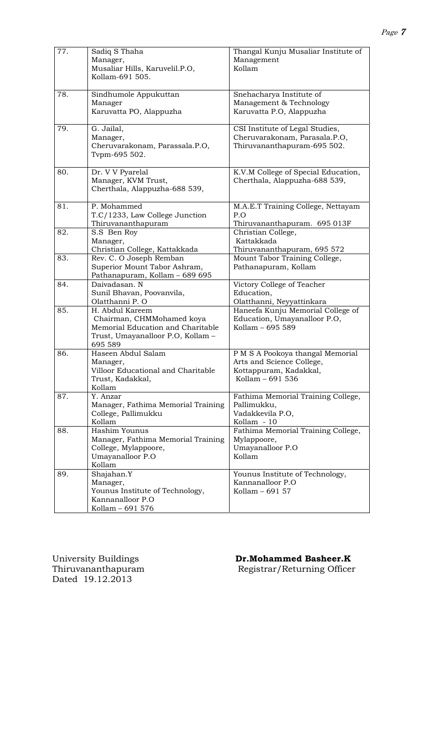| | | |
|---|---|---|
| 77. | Sadiq S Thaha<br>Manager,<br>Musaliar Hills, Karuvelil.P.O,<br>Kollam-691 505. | Thangal Kunju Musaliar Institute of Management<br>Kollam |
| 78. | Sindhumole Appukuttan<br>Manager<br>Karuvatta PO, Alappuzha | Snehacharya Institute of Management & Technology<br>Karuvatta P.O, Alappuzha |
| 79. | G. Jailal,<br>Manager,<br>Cheruvarakonam, Parassala.P.O,<br>Tvpm-695 502. | CSI Institute of Legal Studies,<br>Cheruvarakonam, Parasala.P.O,<br>Thiruvananthapuram-695 502. |
| 80. | Dr. V V Pyarelal<br>Manager, KVM Trust,<br>Cherthala, Alappuzha-688 539, | K.V.M College of Special Education,<br>Cherthala, Alappuzha-688 539, |
| 81. | P. Mohammed<br>T.C/1233, Law College Junction<br>Thiruvananthapuram | M.A.E.T Training College, Nettayam P.O<br>Thiruvananthapuram. 695 013F |
| 82. | S.S Ben Roy<br>Manager,<br>Christian College, Kattakkada | Christian College,<br>Kattakkada<br>Thiruvananthapuram, 695 572 |
| 83. | Rev. C. O Joseph Remban<br>Superior Mount Tabor Ashram,<br>Pathanapuram, Kollam – 689 695 | Mount Tabor Training College,<br>Pathanapuram, Kollam |
| 84. | Daivadasan. N<br>Sunil Bhavan, Poovanvila,<br>Olatthanni P. O | Victory College of Teacher Education,<br>Olatthanni, Neyyattinkara |
| 85. | H. Abdul Kareem<br>Chairman, CHMMohamed koya Memorial Education and Charitable Trust, Umayanalloor P.O, Kollam – 695 589 | Haneefa Kunju Memorial College of Education, Umayanalloor P.O,<br>Kollam – 695 589 |
| 86. | Haseen Abdul Salam<br>Manager,<br>Villoor Educational and Charitable Trust, Kadakkal,<br>Kollam | P M S A Pookoya thangal Memorial Arts and Science College,<br>Kottappuram, Kadakkal,<br>Kollam – 691 536 |
| 87. | Y. Anzar<br>Manager, Fathima Memorial Training College, Pallimukku<br>Kollam | Fathima Memorial Training College,<br>Pallimukku,<br>Vadakkevila P.O,<br>Kollam - 10 |
| 88. | Hashim Younus<br>Manager, Fathima Memorial Training College, Mylappoore,<br>Umayanalloor P.O<br>Kollam | Fathima Memorial Training College,<br>Mylappoore,<br>Umayanalloor P.O<br>Kollam |
| 89. | Shajahan.Y<br>Manager,<br>Younus Institute of Technology,<br>Kannanalloor P.O<br>Kollam – 691 576 | Younus Institute of Technology,<br>Kannanalloor P.O<br>Kollam – 691 57 |

University Buildings
Thiruvananthapuram
Dated 19.12.2013

**Dr.Mohammed Basheer.K**
Registrar/Returning Officer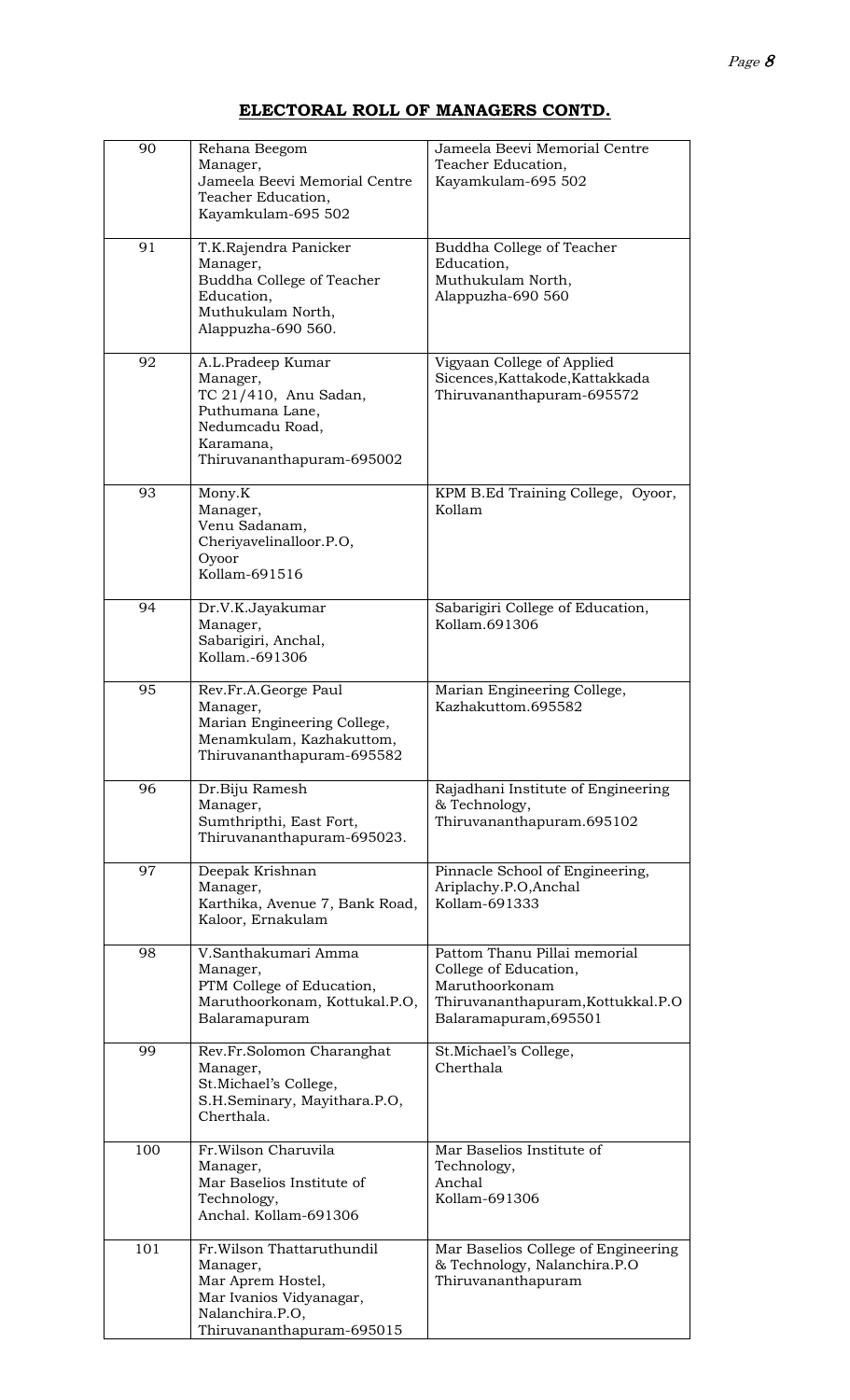## ELECTORAL ROLL OF MANAGERS CONTD.

| | | |
|---|---|---|
| 90 | Rehana Beegom<br>Manager,<br>Jameela Beevi Memorial Centre Teacher Education,<br>Kayamkulam-695 502 | Jameela Beevi Memorial Centre Teacher Education,<br>Kayamkulam-695 502 |
| 91 | T.K.Rajendra Panicker<br>Manager,<br>Buddha College of Teacher Education,<br>Muthukulam North,<br>Alappuzha-690 560. | Buddha College of Teacher Education,<br>Muthukulam North,<br>Alappuzha-690 560 |
| 92 | A.L.Pradeep Kumar<br>Manager,<br>TC 21/410, Anu Sadan,<br>Puthumana Lane,<br>Nedumcadu Road,<br>Karamana,<br>Thiruvananthapuram-695002 | Vigyaan College of Applied Sicences,Kattakode,Kattakkada<br>Thiruvananthapuram-695572 |
| 93 | Mony.K<br>Manager,<br>Venu Sadanam,<br>Cheriyavelinalloor.P.O,<br>Oyoor<br>Kollam-691516 | KPM B.Ed Training College, Oyoor, Kollam |
| 94 | Dr.V.K.Jayakumar<br>Manager,<br>Sabarigiri, Anchal,<br>Kollam.-691306 | Sabarigiri College of Education,<br>Kollam.691306 |
| 95 | Rev.Fr.A.George Paul<br>Manager,<br>Marian Engineering College,<br>Menamkulam, Kazhakuttom,<br>Thiruvananthapuram-695582 | Marian Engineering College,<br>Kazhakuttom.695582 |
| 96 | Dr.Biju Ramesh<br>Manager,<br>Sumthripthi, East Fort,<br>Thiruvananthapuram-695023. | Rajadhani Institute of Engineering & Technology,<br>Thiruvananthapuram.695102 |
| 97 | Deepak Krishnan<br>Manager,<br>Karthika, Avenue 7, Bank Road,<br>Kaloor, Ernakulam | Pinnacle School of Engineering,<br>Ariplachy.P.O,Anchal<br>Kollam-691333 |
| 98 | V.Santhakumari Amma<br>Manager,<br>PTM College of Education,<br>Maruthoorkonam, Kottukal.P.O,<br>Balaramapuram | Pattom Thanu Pillai memorial College of Education,<br>Maruthoorkonam<br>Thiruvananthapuram,Kottukkal.P.O<br>Balaramapuram,695501 |
| 99 | Rev.Fr.Solomon Charanghat<br>Manager,<br>St.Michael's College,<br>S.H.Seminary, Mayithara.P.O,<br>Cherthala. | St.Michael's College,<br>Cherthala |
| 100 | Fr.Wilson Charuvila<br>Manager,<br>Mar Baselios Institute of Technology,<br>Anchal. Kollam-691306 | Mar Baselios Institute of Technology,<br>Anchal<br>Kollam-691306 |
| 101 | Fr.Wilson Thattaruthundil<br>Manager,<br>Mar Aprem Hostel,<br>Mar Ivanios Vidyanagar,<br>Nalanchira.P.O,<br>Thiruvananthapuram-695015 | Mar Baselios College of Engineering & Technology, Nalanchira.P.O<br>Thiruvananthapuram |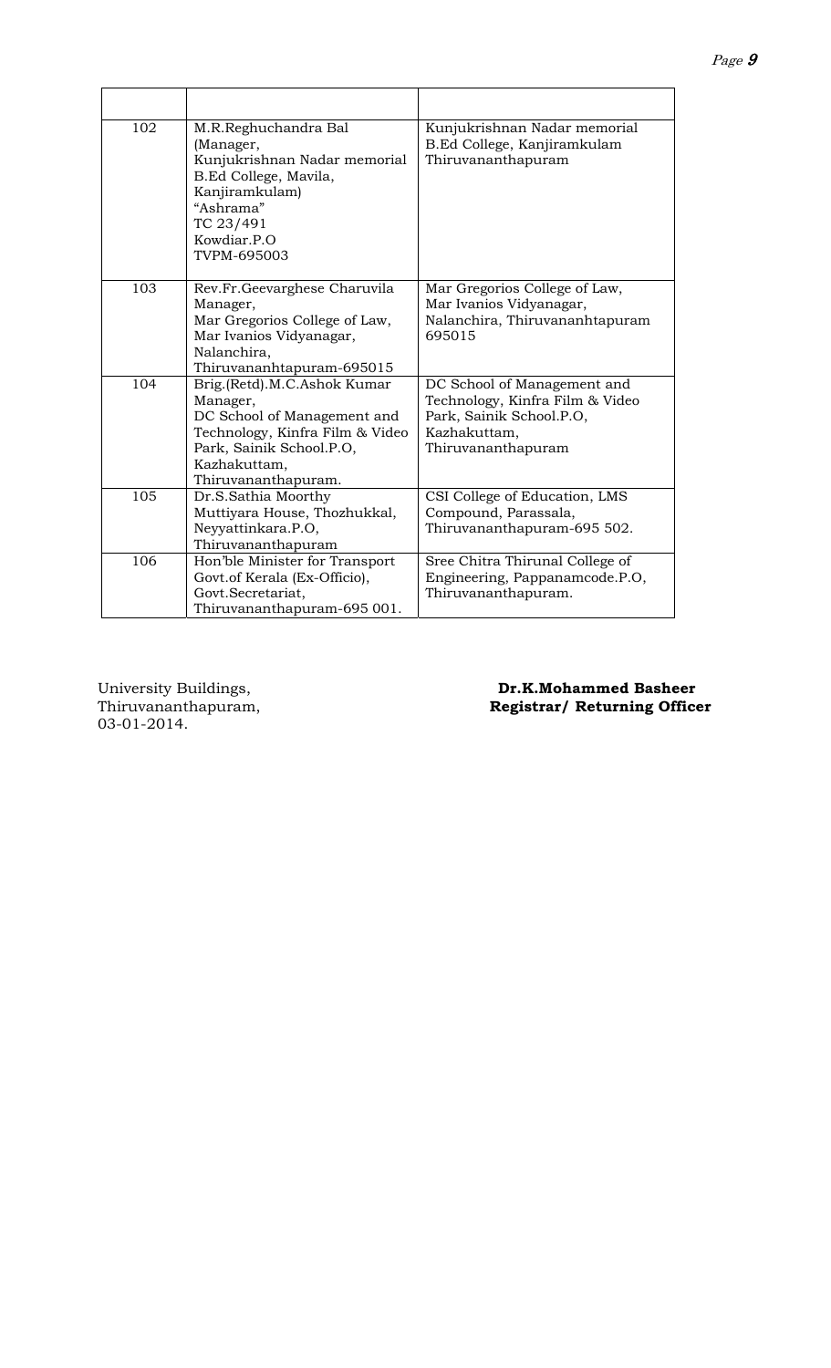| | | |
|---|---|---|
| 102 | M.R.Reghuchandra Bal (Manager, Kunjukrishnan Nadar memorial B.Ed College, Mavila, Kanjiramkulam) "Ashrama" TC 23/491 Kowdiar.P.O TVPM-695003 | Kunjukrishnan Nadar memorial B.Ed College, Kanjiramkulam Thiruvananthapuram |
| 103 | Rev.Fr.Geevarghese Charuvila Manager, Mar Gregorios College of Law, Mar Ivanios Vidyanagar, Nalanchira, Thiruvananhtapuram-695015 | Mar Gregorios College of Law, Mar Ivanios Vidyanagar, Nalanchira, Thiruvananhtapuram 695015 |
| 104 | Brig.(Retd).M.C.Ashok Kumar Manager, DC School of Management and Technology, Kinfra Film & Video Park, Sainik School.P.O, Kazhakuttam, Thiruvananthapuram. | DC School of Management and Technology, Kinfra Film & Video Park, Sainik School.P.O, Kazhakuttam, Thiruvananthapuram |
| 105 | Dr.S.Sathia Moorthy Muttiyara House, Thozhukkal, Neyyattinkara.P.O, Thiruvananthapuram | CSI College of Education, LMS Compound, Parassala, Thiruvananthapuram-695 502. |
| 106 | Hon'ble Minister for Transport Govt.of Kerala (Ex-Officio), Govt.Secretariat, Thiruvananthapuram-695 001. | Sree Chitra Thirunal College of Engineering, Pappanamcode.P.O, Thiruvananthapuram. |

University Buildings,
Thiruvananthapuram,
03-01-2014.

**Dr.K.Mohammed Basheer**
**Registrar/ Returning Officer**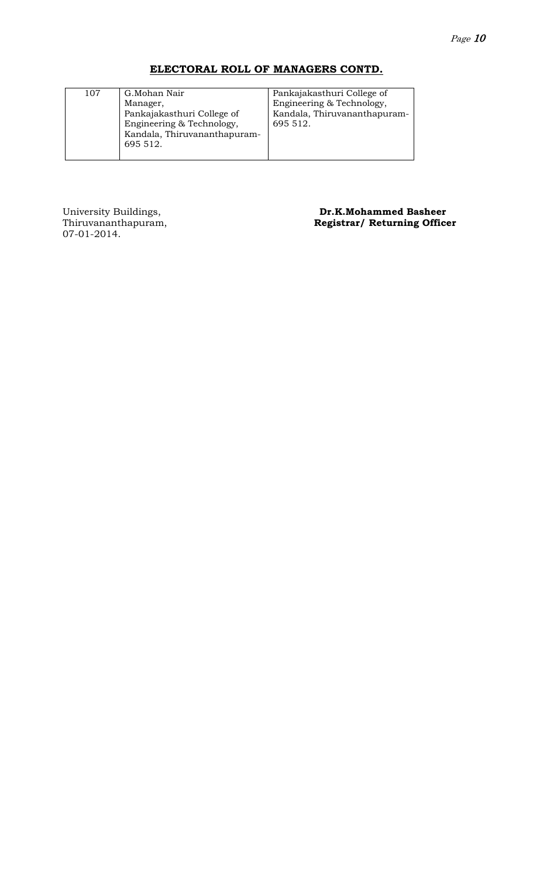## ELECTORAL ROLL OF MANAGERS CONTD.

| | | |
|---|---|---|
| 107 | G.Mohan Nair<br>Manager,<br>Pankajakasthuri College of Engineering & Technology,<br>Kandala, Thiruvananthapuram-695 512. | Pankajakasthuri College of Engineering & Technology,<br>Kandala, Thiruvananthapuram-695 512. |

University Buildings,
Thiruvananthapuram,
07-01-2014.

**Dr.K.Mohammed Basheer**
**Registrar/ Returning Officer**